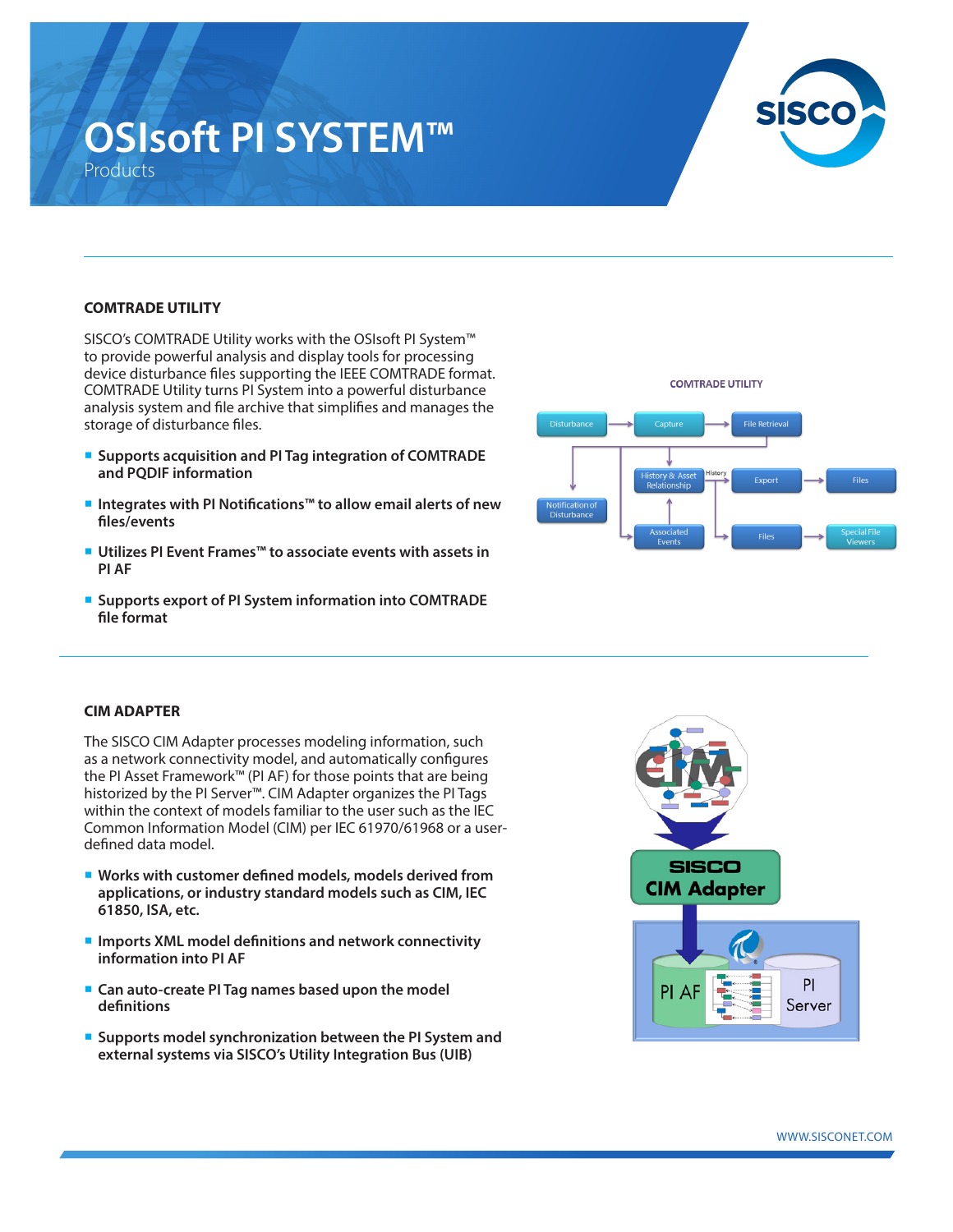# OSIsoft PI SYSTEM™

Products

## COMTRADE UTILITY

SISCO's COMTRADE Utility works with the OSIsoft PI System™ to provide powerful analysis and display tools for processing device disturbance files supporting the IEEE COMTRADE format. COMTRADE Utility turns PI System into a powerful disturbance analysis system and file archive that simplifies and manages the storage of disturbance files.

- **Supports acquisition and PI Tag integration of COMTRADE and PQDIF information**
- **Integrates with PI Notifications™ to allow email alerts of new files/events**
- **Utilizes PI Event Frames™ to associate events with assets in PI AF**
- **Supports export of PI System information into COMTRADE file format**

## CIM ADAPTER

The SISCO CIM Adapter processes modeling information, such as a network connectivity model, and automatically configures the PI Asset Framework™ (PI AF) for those points that are being historized by the PI Server™. CIM Adapter organizes the PI Tags within the context of models familiar to the user such as the IEC Common Information Model (CIM) per IEC 61970/61968 or a user-defined data model.

- **Works with customer defined models, models derived from applications, or industry standard models such as CIM, IEC 61850, ISA, etc.**
- **Imports XML model definitions and network connectivity information into PI AF**
- **Can auto-create PI Tag names based upon the model definitions**
- **Supports model synchronization between the PI System and external systems via SISCO's Utility Integration Bus (UIB)**

WWW.SISCONET.COM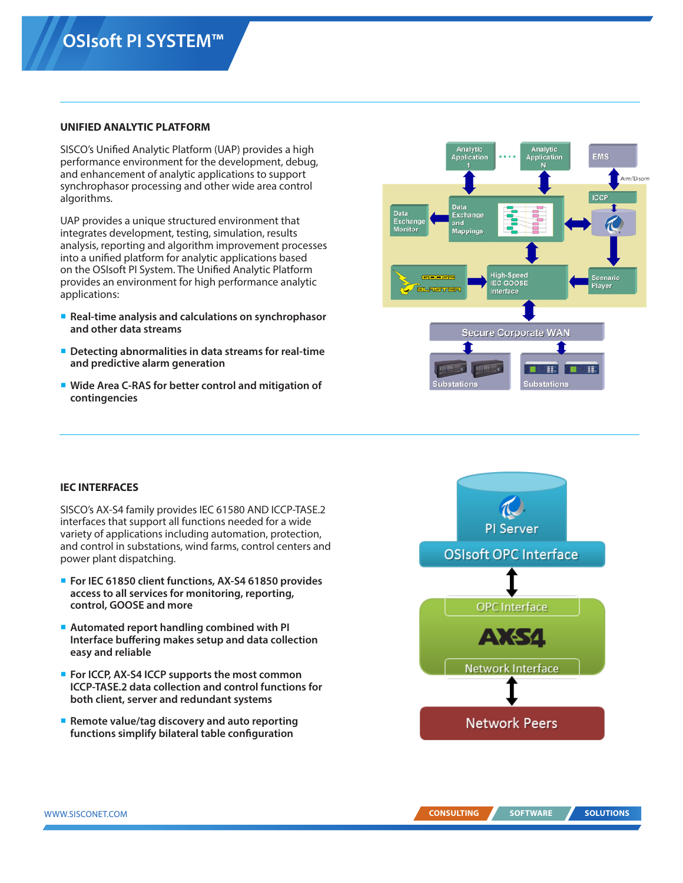# OSIsoft PI SYSTEM™

## UNIFIED ANALYTIC PLATFORM

SISCO's Unified Analytic Platform (UAP) provides a high performance environment for the development, debug, and enhancement of analytic applications to support synchrophasor processing and other wide area control algorithms.

UAP provides a unique structured environment that integrates development, testing, simulation, results analysis, reporting and algorithm improvement processes into a unified platform for analytic applications based on the OSIsoft PI System. The Unified Analytic Platform provides an environment for high performance analytic applications:

- **Real-time analysis and calculations on synchrophasor and other data streams**
- **Detecting abnormalities in data streams for real-time and predictive alarm generation**
- **Wide Area C-RAS for better control and mitigation of contingencies**

Analytic Application 1
Analytic Application N
EMS
Arm/Disarm
ICCP
Data Exchange Monitor
Data Exchange and Mappings
GOOSE BLASTER
High-Speed IEC GOOSE Interface
Scenario Player
Secure Corporate WAN
Substations
Substations

## IEC INTERFACES

SISCO's AX-S4 family provides IEC 61580 AND ICCP-TASE.2 interfaces that support all functions needed for a wide variety of applications including automation, protection, and control in substations, wind farms, control centers and power plant dispatching.

- **For IEC 61850 client functions, AX-S4 61850 provides access to all services for monitoring, reporting, control, GOOSE and more**
- **Automated report handling combined with PI Interface buffering makes setup and data collection easy and reliable**
- **For ICCP, AX-S4 ICCP supports the most common ICCP-TASE.2 data collection and control functions for both client, server and redundant systems**
- **Remote value/tag discovery and auto reporting functions simplify bilateral table configuration**

PI Server
OSIsoft OPC Interface
OPC Interface
AXS4
Network Interface
Network Peers

WWW.SISCONET.COM

CONSULTING SOFTWARE SOLUTIONS